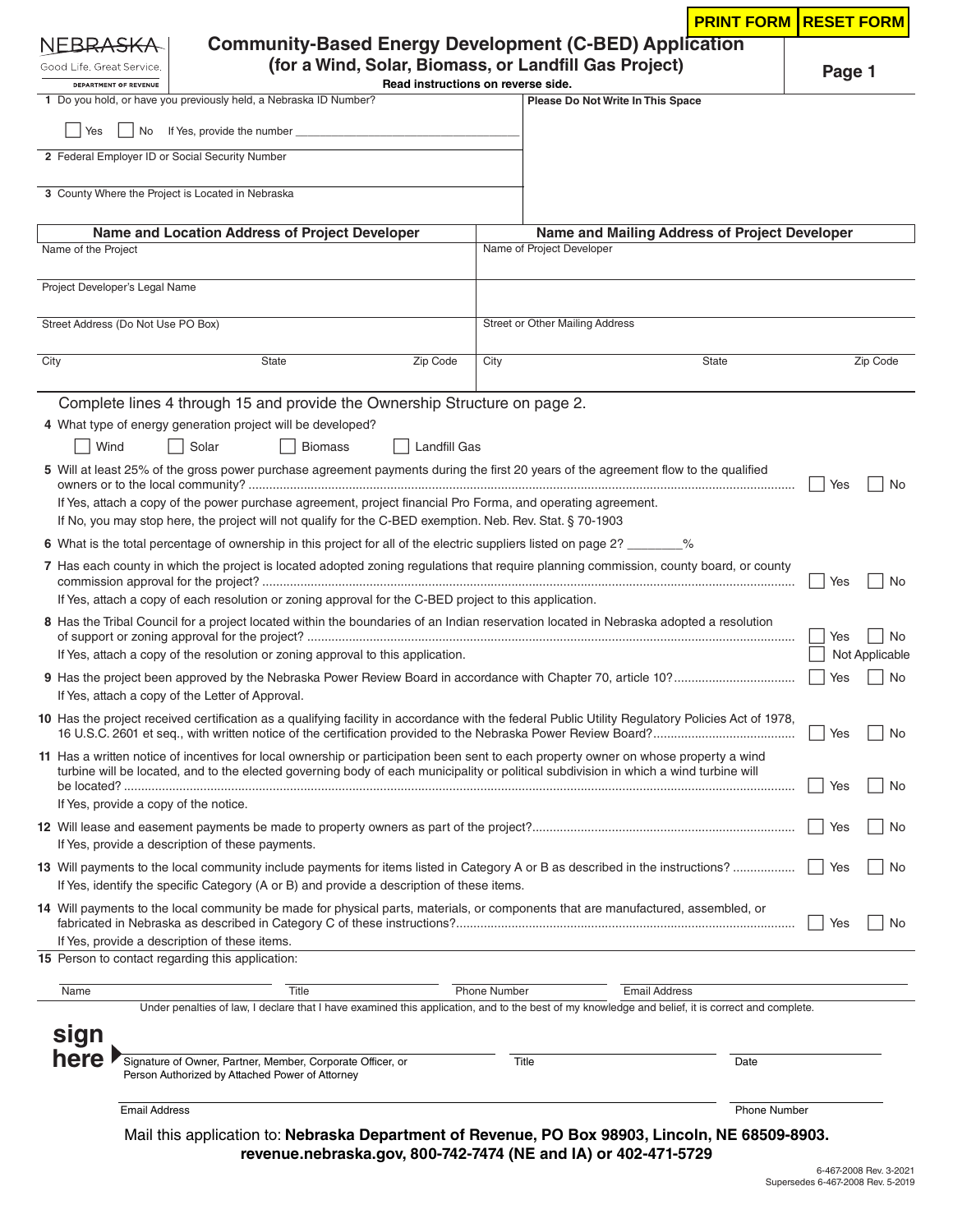NEBRASKA
Good Life. Great Service.
DEPARTMENT OF REVENUE

# Community-Based Energy Development (C-BED) Application
## (for a Wind, Solar, Biomass, or Landfill Gas Project)

**Read instructions on reverse side.**

**Page 1**

1 Do you hold, or have you previously held, a Nebraska ID Number?

☐ Yes ☐ No If Yes, provide the number ____________________

**Please Do Not Write In This Space**

2 Federal Employer ID or Social Security Number

3 County Where the Project is Located in Nebraska

| Name and Location Address of Project Developer | | | Name and Mailing Address of Project Developer | | |
|---|---|---|---|---|---|
| Name of the Project | | | Name of Project Developer | | |
| Project Developer's Legal Name | | | | | |
| Street Address (Do Not Use PO Box) | | | Street or Other Mailing Address | | |
| City | State | Zip Code | City | State | Zip Code |

Complete lines 4 through 15 and provide the Ownership Structure on page 2.

4 What type of energy generation project will be developed?

☐ Wind ☐ Solar ☐ Biomass ☐ Landfill Gas

5 Will at least 25% of the gross power purchase agreement payments during the first 20 years of the agreement flow to the qualified owners or to the local community? ☐ Yes ☐ No

If Yes, attach a copy of the power purchase agreement, project financial Pro Forma, and operating agreement.
If No, you may stop here, the project will not qualify for the C-BED exemption. Neb. Rev. Stat. § 70-1903

6 What is the total percentage of ownership in this project for all of the electric suppliers listed on page 2? ________%

7 Has each county in which the project is located adopted zoning regulations that require planning commission, county board, or county commission approval for the project? ☐ Yes ☐ No

If Yes, attach a copy of each resolution or zoning approval for the C-BED project to this application.

8 Has the Tribal Council for a project located within the boundaries of an Indian reservation located in Nebraska adopted a resolution of support or zoning approval for the project? ☐ Yes ☐ No ☐ Not Applicable

If Yes, attach a copy of the resolution or zoning approval to this application.

9 Has the project been approved by the Nebraska Power Review Board in accordance with Chapter 70, article 10? ☐ Yes ☐ No

If Yes, attach a copy of the Letter of Approval.

10 Has the project received certification as a qualifying facility in accordance with the federal Public Utility Regulatory Policies Act of 1978, 16 U.S.C. 2601 et seq., with written notice of the certification provided to the Nebraska Power Review Board? ☐ Yes ☐ No

11 Has a written notice of incentives for local ownership or participation been sent to each property owner on whose property a wind turbine will be located, and to the elected governing body of each municipality or political subdivision in which a wind turbine will be located? ☐ Yes ☐ No

If Yes, provide a copy of the notice.

12 Will lease and easement payments be made to property owners as part of the project? ☐ Yes ☐ No

If Yes, provide a description of these payments.

13 Will payments to the local community include payments for items listed in Category A or B as described in the instructions? ☐ Yes ☐ No

If Yes, identify the specific Category (A or B) and provide a description of these items.

14 Will payments to the local community be made for physical parts, materials, or components that are manufactured, assembled, or fabricated in Nebraska as described in Category C of these instructions? ☐ Yes ☐ No

If Yes, provide a description of these items.

15 Person to contact regarding this application:

| Name | Title | Phone Number | Email Address |
|---|---|---|---|
| | | | |

Under penalties of law, I declare that I have examined this application, and to the best of my knowledge and belief, it is correct and complete.

**sign here**

| Signature of Owner, Partner, Member, Corporate Officer, or Person Authorized by Attached Power of Attorney | Title | Date |
|---|---|---|
| | | |

| Email Address | Phone Number |
|---|---|
| | |

Mail this application to: **Nebraska Department of Revenue, PO Box 98903, Lincoln, NE 68509-8903.**
**revenue.nebraska.gov, 800-742-7474 (NE and IA) or 402-471-5729**

6-467-2008 Rev. 3-2021
Supersedes 6-467-2008 Rev. 5-2019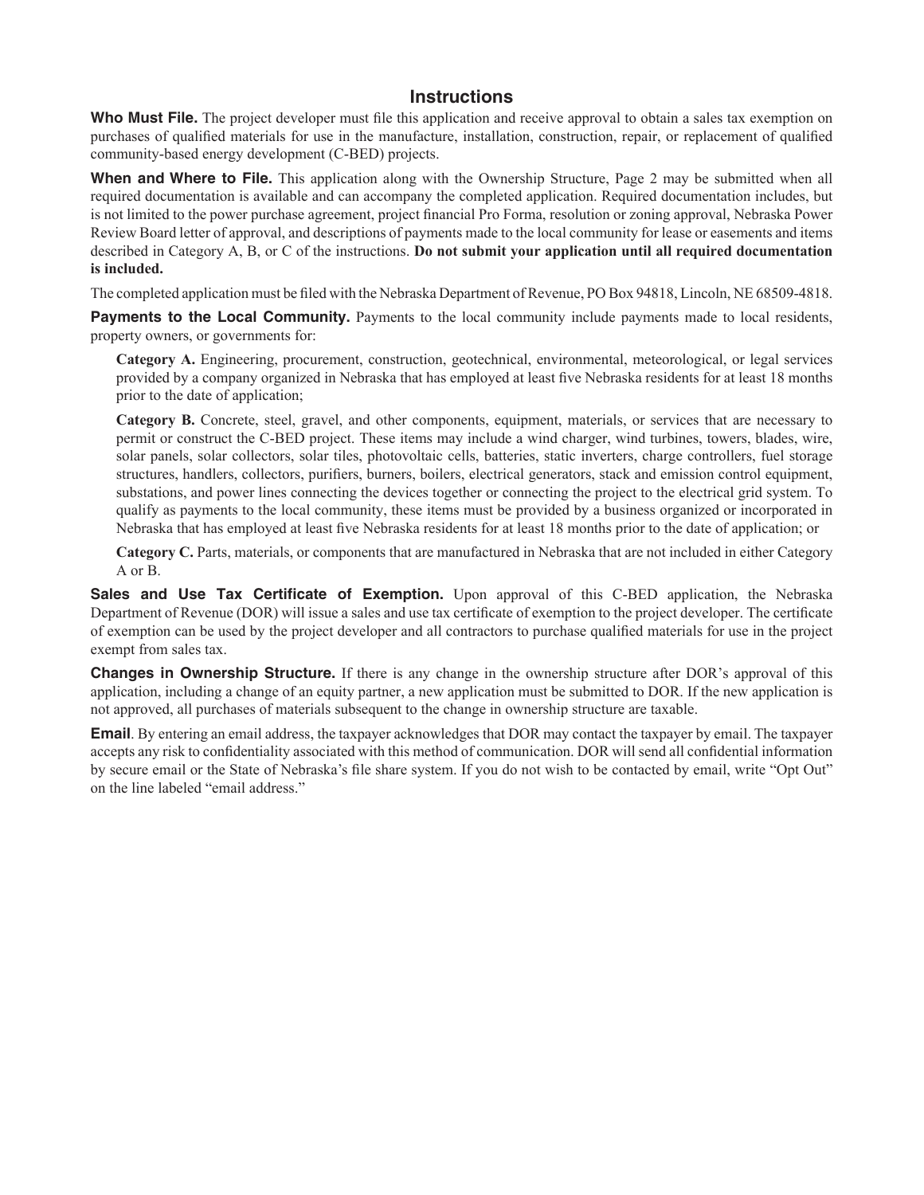## Instructions

**Who Must File.** The project developer must file this application and receive approval to obtain a sales tax exemption on purchases of qualified materials for use in the manufacture, installation, construction, repair, or replacement of qualified community-based energy development (C-BED) projects.

**When and Where to File.** This application along with the Ownership Structure, Page 2 may be submitted when all required documentation is available and can accompany the completed application. Required documentation includes, but is not limited to the power purchase agreement, project financial Pro Forma, resolution or zoning approval, Nebraska Power Review Board letter of approval, and descriptions of payments made to the local community for lease or easements and items described in Category A, B, or C of the instructions. **Do not submit your application until all required documentation is included.**

The completed application must be filed with the Nebraska Department of Revenue, PO Box 94818, Lincoln, NE 68509-4818.

**Payments to the Local Community.** Payments to the local community include payments made to local residents, property owners, or governments for:

**Category A.** Engineering, procurement, construction, geotechnical, environmental, meteorological, or legal services provided by a company organized in Nebraska that has employed at least five Nebraska residents for at least 18 months prior to the date of application;

**Category B.** Concrete, steel, gravel, and other components, equipment, materials, or services that are necessary to permit or construct the C-BED project. These items may include a wind charger, wind turbines, towers, blades, wire, solar panels, solar collectors, solar tiles, photovoltaic cells, batteries, static inverters, charge controllers, fuel storage structures, handlers, collectors, purifiers, burners, boilers, electrical generators, stack and emission control equipment, substations, and power lines connecting the devices together or connecting the project to the electrical grid system. To qualify as payments to the local community, these items must be provided by a business organized or incorporated in Nebraska that has employed at least five Nebraska residents for at least 18 months prior to the date of application; or

**Category C.** Parts, materials, or components that are manufactured in Nebraska that are not included in either Category A or B.

**Sales and Use Tax Certificate of Exemption.** Upon approval of this C-BED application, the Nebraska Department of Revenue (DOR) will issue a sales and use tax certificate of exemption to the project developer. The certificate of exemption can be used by the project developer and all contractors to purchase qualified materials for use in the project exempt from sales tax.

**Changes in Ownership Structure.** If there is any change in the ownership structure after DOR's approval of this application, including a change of an equity partner, a new application must be submitted to DOR. If the new application is not approved, all purchases of materials subsequent to the change in ownership structure are taxable.

**Email**. By entering an email address, the taxpayer acknowledges that DOR may contact the taxpayer by email. The taxpayer accepts any risk to confidentiality associated with this method of communication. DOR will send all confidential information by secure email or the State of Nebraska's file share system. If you do not wish to be contacted by email, write "Opt Out" on the line labeled "email address."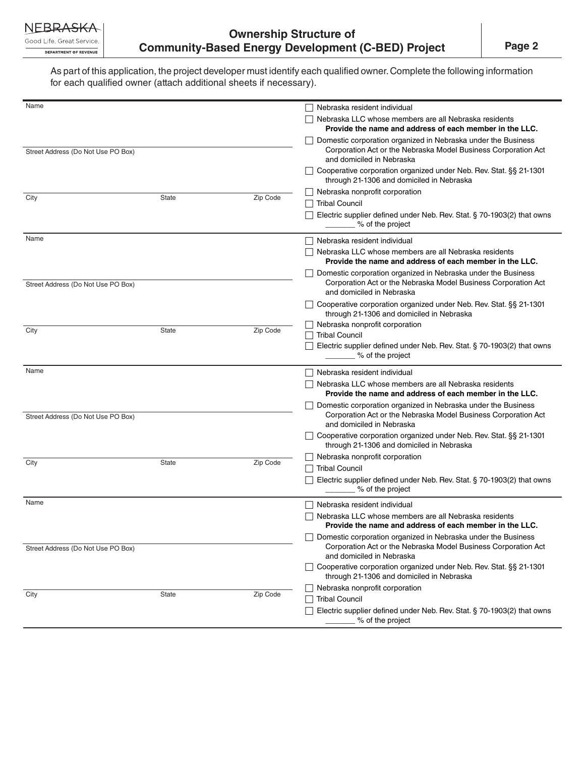# Ownership Structure of Community-Based Energy Development (C-BED) Project

As part of this application, the project developer must identify each qualified owner. Complete the following information for each qualified owner (attach additional sheets if necessary).

Name

Street Address (Do Not Use PO Box)

City | State | Zip Code

- ☐ Nebraska resident individual
- ☐ Nebraska LLC whose members are all Nebraska residents **Provide the name and address of each member in the LLC.**
- ☐ Domestic corporation organized in Nebraska under the Business Corporation Act or the Nebraska Model Business Corporation Act and domiciled in Nebraska
- ☐ Cooperative corporation organized under Neb. Rev. Stat. §§ 21-1301 through 21-1306 and domiciled in Nebraska
- ☐ Nebraska nonprofit corporation
- ☐ Tribal Council
- ☐ Electric supplier defined under Neb. Rev. Stat. § 70-1903(2) that owns _______ % of the project

---

Name

Street Address (Do Not Use PO Box)

City | State | Zip Code

- ☐ Nebraska resident individual
- ☐ Nebraska LLC whose members are all Nebraska residents **Provide the name and address of each member in the LLC.**
- ☐ Domestic corporation organized in Nebraska under the Business Corporation Act or the Nebraska Model Business Corporation Act and domiciled in Nebraska
- ☐ Cooperative corporation organized under Neb. Rev. Stat. §§ 21-1301 through 21-1306 and domiciled in Nebraska
- ☐ Nebraska nonprofit corporation
- ☐ Tribal Council
- ☐ Electric supplier defined under Neb. Rev. Stat. § 70-1903(2) that owns _______ % of the project

---

Name

Street Address (Do Not Use PO Box)

City | State | Zip Code

- ☐ Nebraska resident individual
- ☐ Nebraska LLC whose members are all Nebraska residents **Provide the name and address of each member in the LLC.**
- ☐ Domestic corporation organized in Nebraska under the Business Corporation Act or the Nebraska Model Business Corporation Act and domiciled in Nebraska
- ☐ Cooperative corporation organized under Neb. Rev. Stat. §§ 21-1301 through 21-1306 and domiciled in Nebraska
- ☐ Nebraska nonprofit corporation
- ☐ Tribal Council
- ☐ Electric supplier defined under Neb. Rev. Stat. § 70-1903(2) that owns _______ % of the project

---

Name

Street Address (Do Not Use PO Box)

City | State | Zip Code

- ☐ Nebraska resident individual
- ☐ Nebraska LLC whose members are all Nebraska residents **Provide the name and address of each member in the LLC.**
- ☐ Domestic corporation organized in Nebraska under the Business Corporation Act or the Nebraska Model Business Corporation Act and domiciled in Nebraska
- ☐ Cooperative corporation organized under Neb. Rev. Stat. §§ 21-1301 through 21-1306 and domiciled in Nebraska
- ☐ Nebraska nonprofit corporation
- ☐ Tribal Council
- ☐ Electric supplier defined under Neb. Rev. Stat. § 70-1903(2) that owns _______ % of the project